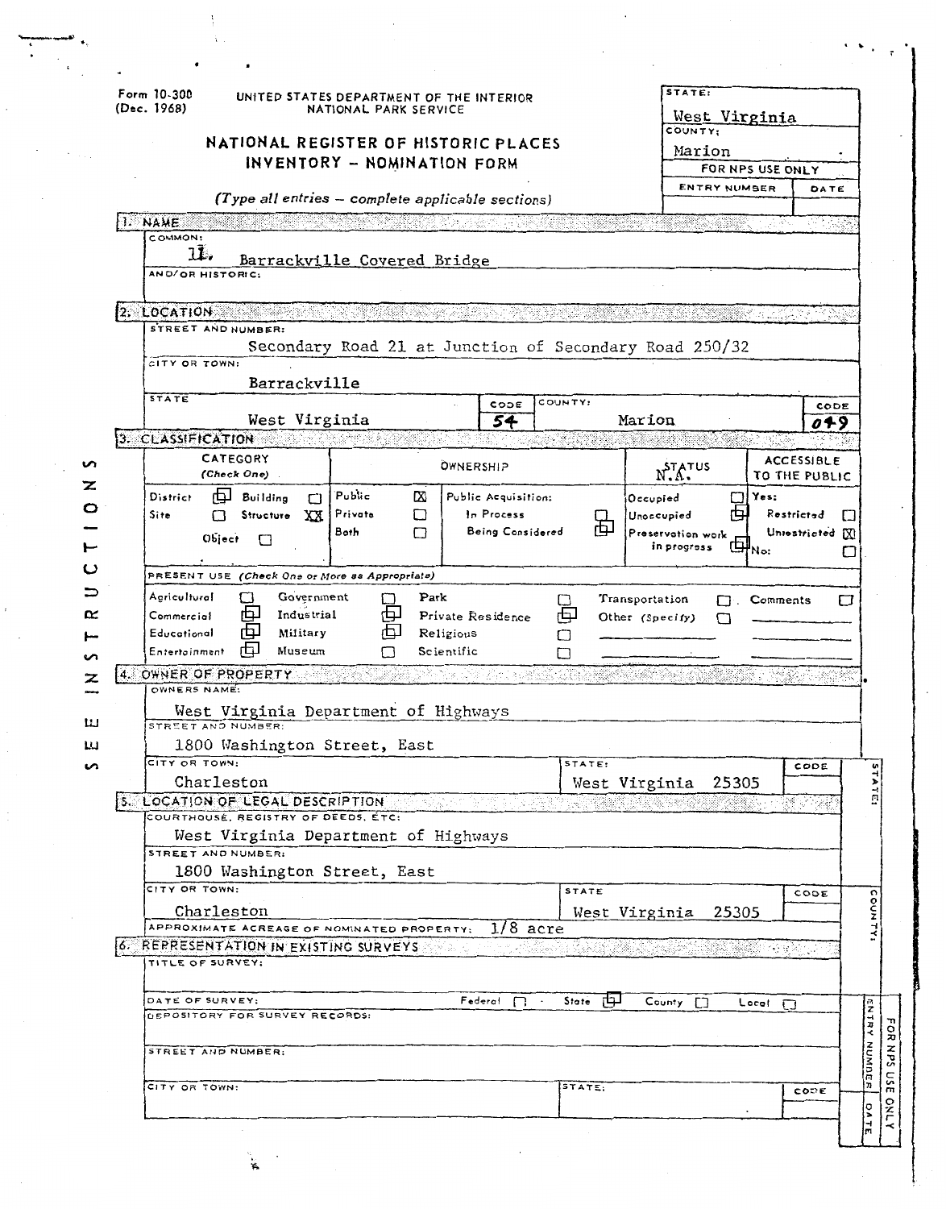Form 10-300 (Dec. 1968)

UNITED STATES DEPARTMENT OF THE INTERIOR
NATIONAL PARK SERVICE

# NATIONAL REGISTER OF HISTORIC PLACES INVENTORY - NOMINATION FORM

*(Type all entries — complete applicable sections)*

| STATE: | |
|---|---|
| West Virginia | |
| COUNTY: | |
| Marion | |
| FOR NPS USE ONLY | |
| ENTRY NUMBER | DATE |

## 1. NAME

COMMON:
11. Barrackville Covered Bridge

AND/OR HISTORIC:

## 2. LOCATION

STREET AND NUMBER:
Secondary Road 21 at Junction of Secondary Road 250/32

CITY OR TOWN:
Barrackville

| STATE | CODE | COUNTY: | CODE |
|---|---|---|---|
| West Virginia | 54 | Marion | 049 |

## 3. CLASSIFICATION

| CATEGORY (Check One) | OWNERSHIP | STATUS | ACCESSIBLE TO THE PUBLIC |
|---|---|---|---|
| District ☐ Building ☐ | Public ☒ | Public Acquisition: | N.A. Occupied ☐ | Yes: |
| Site ☐ Structure XX | Private ☐ | In Process ☐ | Unoccupied ☐ | Restricted ☐ |
| Object ☐ | Both ☐ | Being Considered ☐ | Preservation work in progress ☐ | Unrestricted ☒ |
| | | | | No: ☐ |

PRESENT USE *(Check One or More as Appropriate)*

| | | | | |
|---|---|---|---|---|
| Agricultural ☐ | Government ☐ | Park ☐ | Transportation ☐ | Comments ☐ |
| Commercial ☐ | Industrial ☐ | Private Residence ☐ | Other (Specify) ☐ | |
| Educational ☐ | Military ☐ | Religious ☐ | | |
| Entertainment ☐ | Museum ☐ | Scientific ☐ | | |

## 4. OWNER OF PROPERTY

OWNERS NAME:
West Virginia Department of Highways

STREET AND NUMBER:
1800 Washington Street, East

| CITY OR TOWN: | STATE: | CODE |
|---|---|---|
| Charleston | West Virginia 25305 | |

## 5. LOCATION OF LEGAL DESCRIPTION

COURTHOUSE, REGISTRY OF DEEDS, ETC:
West Virginia Department of Highways

STREET AND NUMBER:
1800 Washington Street, East

| CITY OR TOWN: | STATE | CODE |
|---|---|---|
| Charleston | West Virginia 25305 | |

APPROXIMATE ACREAGE OF NOMINATED PROPERTY: 1/8 acre

## 6. REPRESENTATION IN EXISTING SURVEYS

TITLE OF SURVEY:

DATE OF SURVEY: Federal ☐ State ☐ County ☐ Local ☐

DEPOSITORY FOR SURVEY RECORDS:

STREET AND NUMBER:

| CITY OR TOWN: | STATE: | CODE |
|---|---|---|
| | | |

SEE INSTRUCTIONS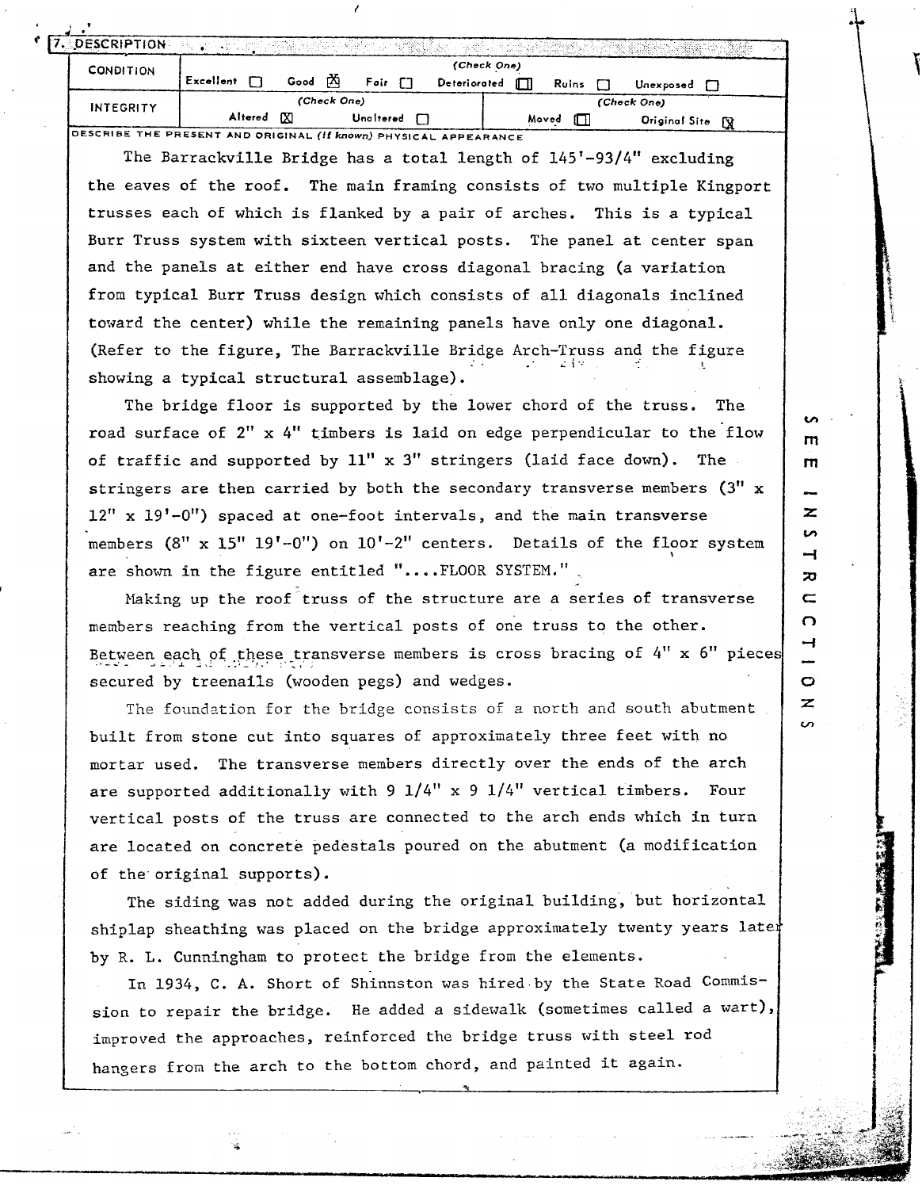## 7. DESCRIPTION

| CONDITION | *(Check One)* | | | | | |
|---|---|---|---|---|---|---|
| | Excellent ☐ | Good ☒ | Fair ☐ | Deteriorated ☐ | Ruins ☐ | Unexposed ☐ |

| INTEGRITY | *(Check One)* | | *(Check One)* | |
|---|---|---|---|---|
| | Altered ☒ | Unaltered ☐ | Moved ☐ | Original Site ☒ |

DESCRIBE THE PRESENT AND ORIGINAL *(If known)* PHYSICAL APPEARANCE

The Barrackville Bridge has a total length of 145'-93/4" excluding the eaves of the roof. The main framing consists of two multiple Kingport trusses each of which is flanked by a pair of arches. This is a typical Burr Truss system with sixteen vertical posts. The panel at center span and the panels at either end have cross diagonal bracing (a variation from typical Burr Truss design which consists of all diagonals inclined toward the center) while the remaining panels have only one diagonal. (Refer to the figure, The Barrackville Bridge Arch-Truss and the figure showing a typical structural assemblage).

The bridge floor is supported by the lower chord of the truss. The road surface of 2" x 4" timbers is laid on edge perpendicular to the flow of traffic and supported by 11" x 3" stringers (laid face down). The stringers are then carried by both the secondary transverse members (3" x 12" x 19'-0") spaced at one-foot intervals, and the main transverse members (8" x 15" 19'-0") on 10'-2" centers. Details of the floor system are shown in the figure entitled "....FLOOR SYSTEM."

Making up the roof truss of the structure are a series of transverse members reaching from the vertical posts of one truss to the other. Between each of these transverse members is cross bracing of 4" x 6" pieces secured by treenails (wooden pegs) and wedges.

The foundation for the bridge consists of a north and south abutment built from stone cut into squares of approximately three feet with no mortar used. The transverse members directly over the ends of the arch are supported additionally with 9 1/4" x 9 1/4" vertical timbers. Four vertical posts of the truss are connected to the arch ends which in turn are located on concrete pedestals poured on the abutment (a modification of the original supports).

The siding was not added during the original building, but horizontal shiplap sheathing was placed on the bridge approximately twenty years later by R. L. Cunningham to protect the bridge from the elements.

In 1934, C. A. Short of Shinnston was hired by the State Road Commission to repair the bridge. He added a sidewalk (sometimes called a wart), improved the approaches, reinforced the bridge truss with steel rod hangers from the arch to the bottom chord, and painted it again.

SEE INSTRUCTIONS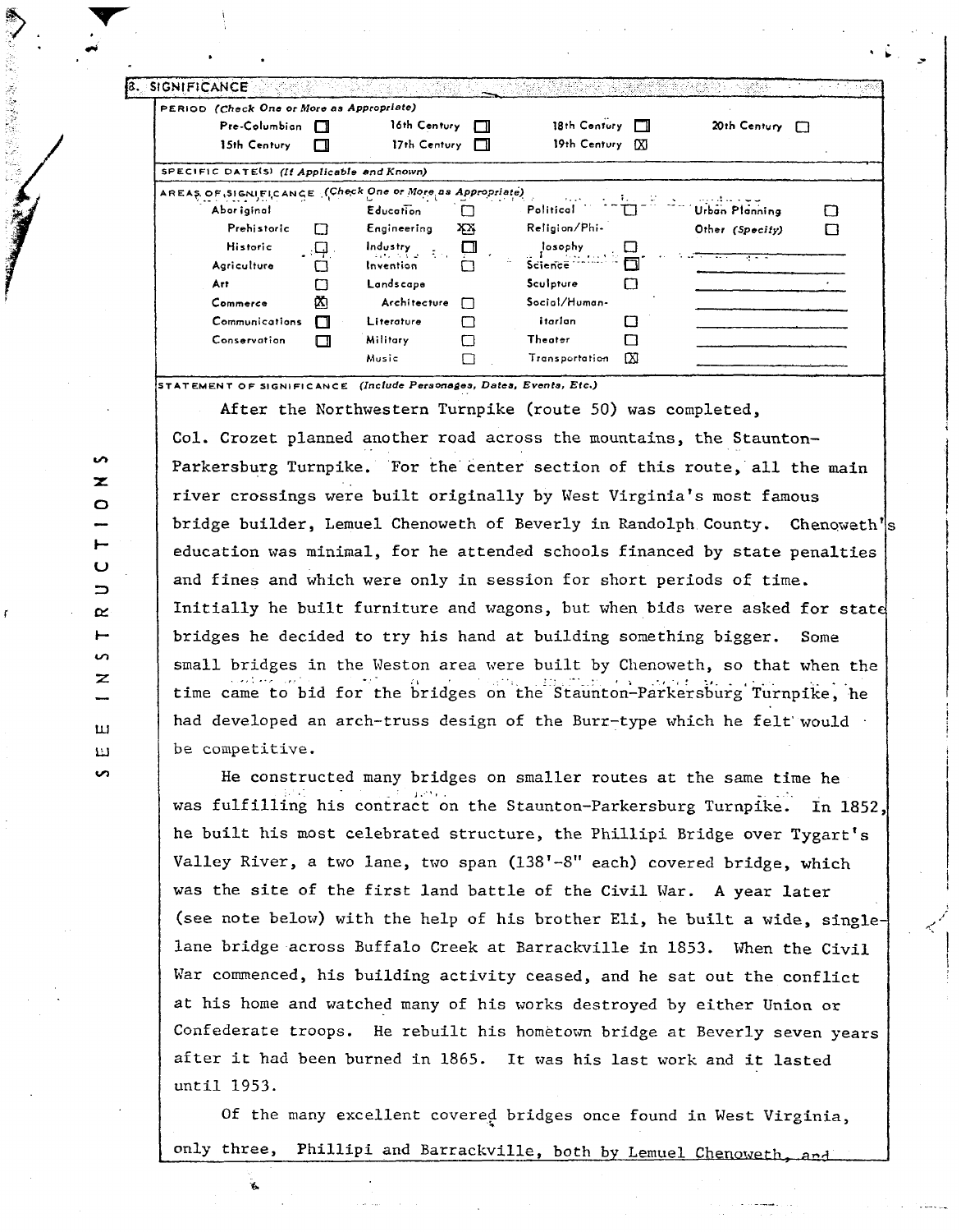## 8. SIGNIFICANCE

**PERIOD** *(Check One or More as Appropriate)*

| | | | | | | | |
|---|---|---|---|---|---|---|---|
| Pre-Columbian | ☐ | 16th Century | ☐ | 18th Century | ☐ | 20th Century | ☐ |
| 15th Century | ☐ | 17th Century | ☐ | 19th Century | ☒ | | |

**SPECIFIC DATE(S)** *(If Applicable and Known)*

**AREAS OF SIGNIFICANCE** *(Check One or More as Appropriate)*

| | | | | | | | |
|---|---|---|---|---|---|---|---|
| Aboriginal | | Education | ☐ | Political | ☐ | Urban Planning | ☐ |
| Prehistoric | ☐ | Engineering | ☒ | Religion/Philosophy | ☐ | Other *(Specify)* | ☐ |
| Historic | ☐ | Industry | ☐ | Science | ☐ | | |
| Agriculture | ☐ | Invention | ☐ | Sculpture | ☐ | | |
| Art | ☐ | Landscape Architecture | ☐ | Social/Humanitarian | ☐ | | |
| Commerce | ☒ | Literature | ☐ | Theater | ☐ | | |
| Communications | ☐ | Military | ☐ | Transportation | ☒ | | |
| Conservation | ☐ | Music | ☐ | | | | |

**STATEMENT OF SIGNIFICANCE** *(Include Personages, Dates, Events, Etc.)*

After the Northwestern Turnpike (route 50) was completed, Col. Crozet planned another road across the mountains, the Staunton-Parkersburg Turnpike. For the center section of this route, all the main river crossings were built originally by West Virginia's most famous bridge builder, Lemuel Chenoweth of Beverly in Randolph County. Chenoweth's education was minimal, for he attended schools financed by state penalties and fines and which were only in session for short periods of time. Initially he built furniture and wagons, but when bids were asked for state bridges he decided to try his hand at building something bigger. Some small bridges in the Weston area were built by Chenoweth, so that when the time came to bid for the bridges on the Staunton-Parkersburg Turnpike, he had developed an arch-truss design of the Burr-type which he felt would be competitive.

He constructed many bridges on smaller routes at the same time he was fulfilling his contract on the Staunton-Parkersburg Turnpike. In 1852, he built his most celebrated structure, the Phillipi Bridge over Tygart's Valley River, a two lane, two span (138'-8" each) covered bridge, which was the site of the first land battle of the Civil War. A year later (see note below) with the help of his brother Eli, he built a wide, single-lane bridge across Buffalo Creek at Barrackville in 1853. When the Civil War commenced, his building activity ceased, and he sat out the conflict at his home and watched many of his works destroyed by either Union or Confederate troops. He rebuilt his hometown bridge at Beverly seven years after it had been burned in 1865. It was his last work and it lasted until 1953.

Of the many excellent covered bridges once found in West Virginia, only three, Phillipi and Barrackville, both by Lemuel Chenoweth, and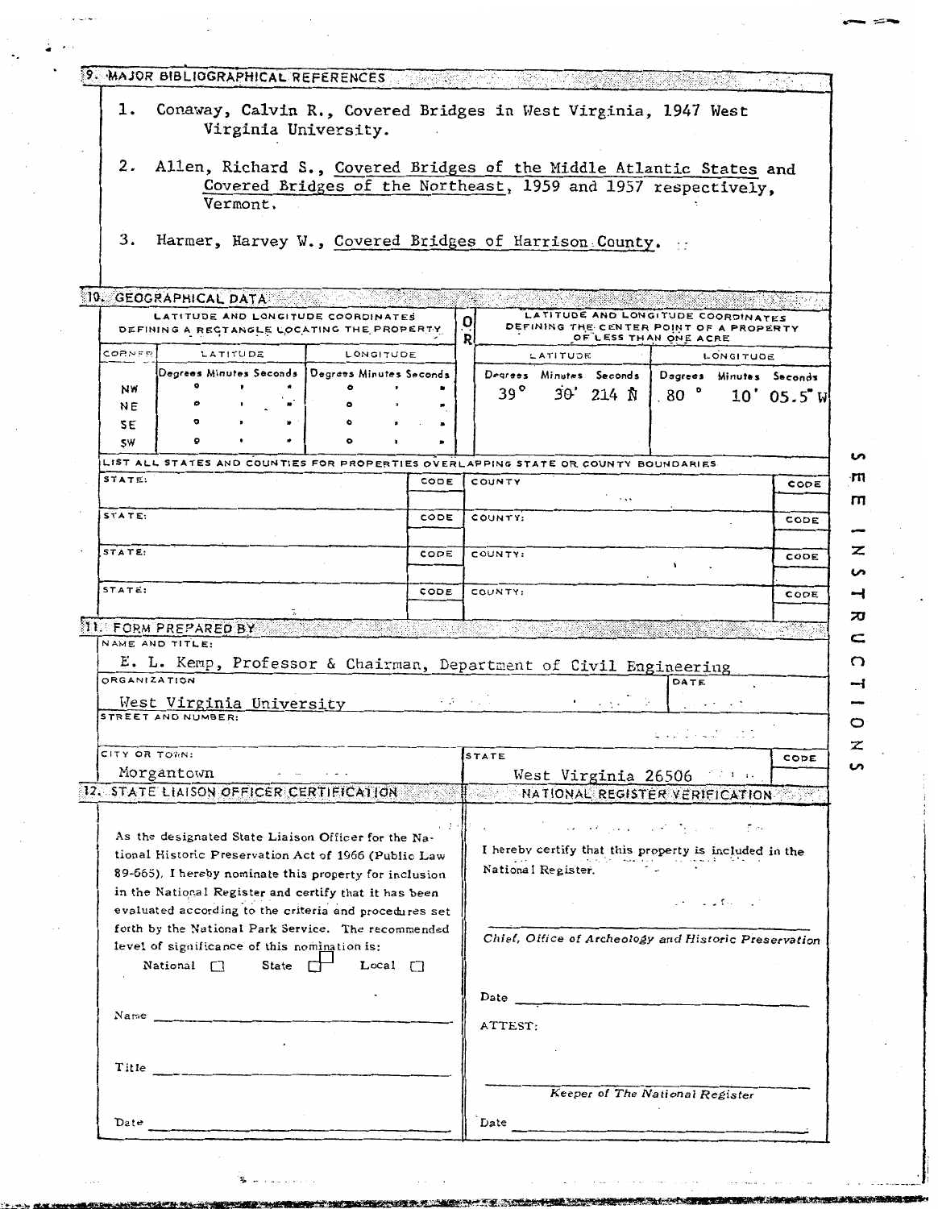## 9. MAJOR BIBLIOGRAPHICAL REFERENCES

1. Conaway, Calvin R., Covered Bridges in West Virginia, 1947 West Virginia University.
2. Allen, Richard S., Covered Bridges of the Middle Atlantic States and Covered Bridges of the Northeast, 1959 and 1957 respectively, Vermont.
3. Harmer, Harvey W., Covered Bridges of Harrison County.

## 10. GEOGRAPHICAL DATA

| LATITUDE AND LONGITUDE COORDINATES DEFINING A RECTANGLE LOCATING THE PROPERTY | | | OR | LATITUDE AND LONGITUDE COORDINATES DEFINING THE CENTER POINT OF A PROPERTY OF LESS THAN ONE ACRE | |
|---|---|---|---|---|---|
| CORNER | LATITUDE | LONGITUDE | | LATITUDE | LONGITUDE |
| | Degrees Minutes Seconds | Degrees Minutes Seconds | | Degrees Minutes Seconds | Degrees Minutes Seconds |
| NW | ° ' " | ° ' " | | 39° 30' 214 N | 80° 10' 05.5" W |
| NE | ° ' " | ° ' " | | | |
| SE | ° ' " | ° ' " | | | |
| SW | ° ' " | ° ' " | | | |

LIST ALL STATES AND COUNTIES FOR PROPERTIES OVERLAPPING STATE OR COUNTY BOUNDARIES

| STATE: | CODE | COUNTY: | CODE |
|---|---|---|---|
| STATE: | CODE | COUNTY: | CODE |
| STATE: | CODE | COUNTY: | CODE |
| STATE: | CODE | COUNTY: | CODE |

## 11. FORM PREPARED BY

NAME AND TITLE:
E. L. Kemp, Professor & Chairman, Department of Civil Engineering

ORGANIZATION: West Virginia University

DATE:

STREET AND NUMBER:

CITY OR TOWN: Morgantown

STATE: West Virginia 26506

CODE:

## 12. STATE LIAISON OFFICER CERTIFICATION

As the designated State Liaison Officer for the National Historic Preservation Act of 1966 (Public Law 89-665), I hereby nominate this property for inclusion in the National Register and certify that it has been evaluated according to the criteria and procedures set forth by the National Park Service. The recommended level of significance of this nomination is:

National ☐ State ☐ Local ☐

Name \_\_\_\_\_\_\_\_\_\_\_\_\_\_\_\_\_\_\_\_

Title \_\_\_\_\_\_\_\_\_\_\_\_\_\_\_\_\_\_\_\_

Date \_\_\_\_\_\_\_\_\_\_\_\_\_\_\_\_\_\_\_\_

## NATIONAL REGISTER VERIFICATION

I hereby certify that this property is included in the National Register.

\_\_\_\_\_\_\_\_\_\_\_\_\_\_\_\_\_\_\_\_

*Chief, Office of Archeology and Historic Preservation*

Date \_\_\_\_\_\_\_\_\_\_\_\_\_\_\_\_\_\_\_\_

ATTEST:

\_\_\_\_\_\_\_\_\_\_\_\_\_\_\_\_\_\_\_\_

*Keeper of The National Register*

Date \_\_\_\_\_\_\_\_\_\_\_\_\_\_\_\_\_\_\_\_

SEE INSTRUCTIONS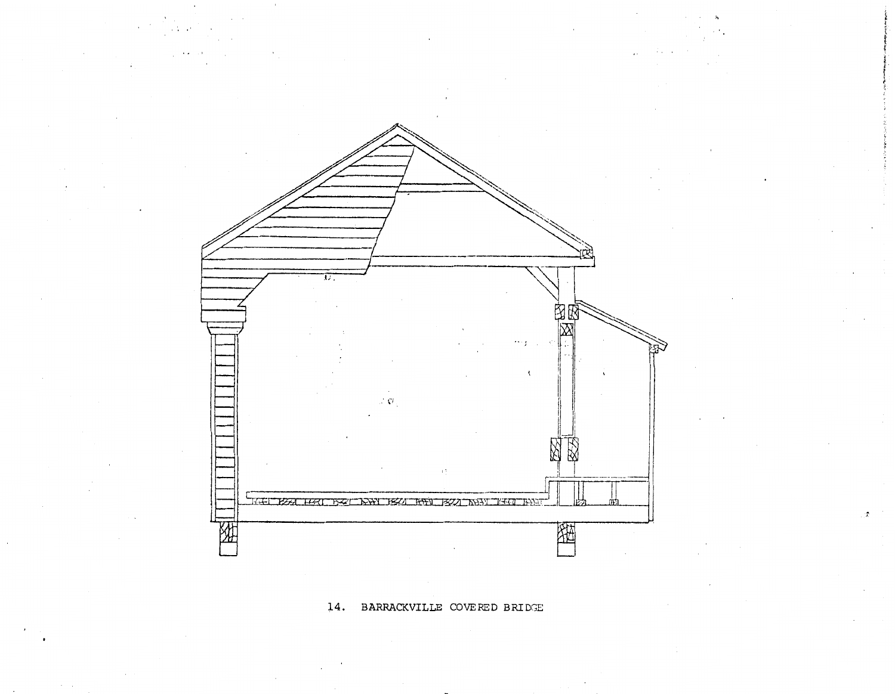14. BARRACKVILLE COVERED BRIDGE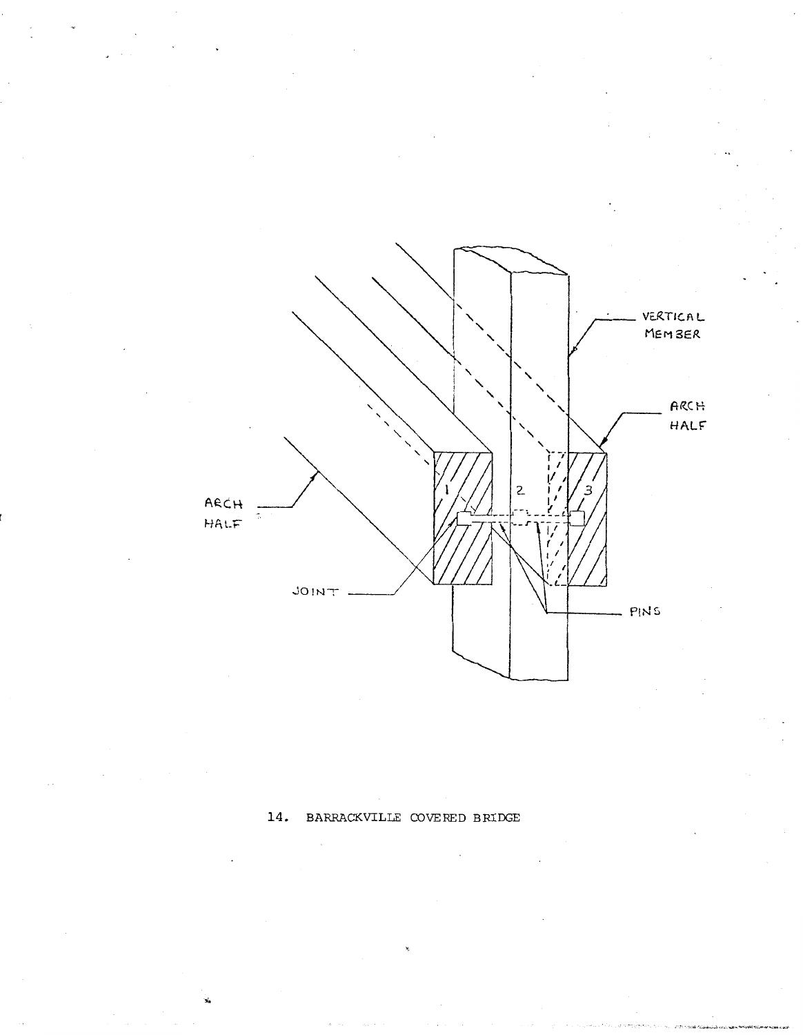VERTICAL MEMBER

ARCH HALF

ARCH HALF

1

2

3

JOINT

PINS

14. BARRACKVILLE COVERED BRIDGE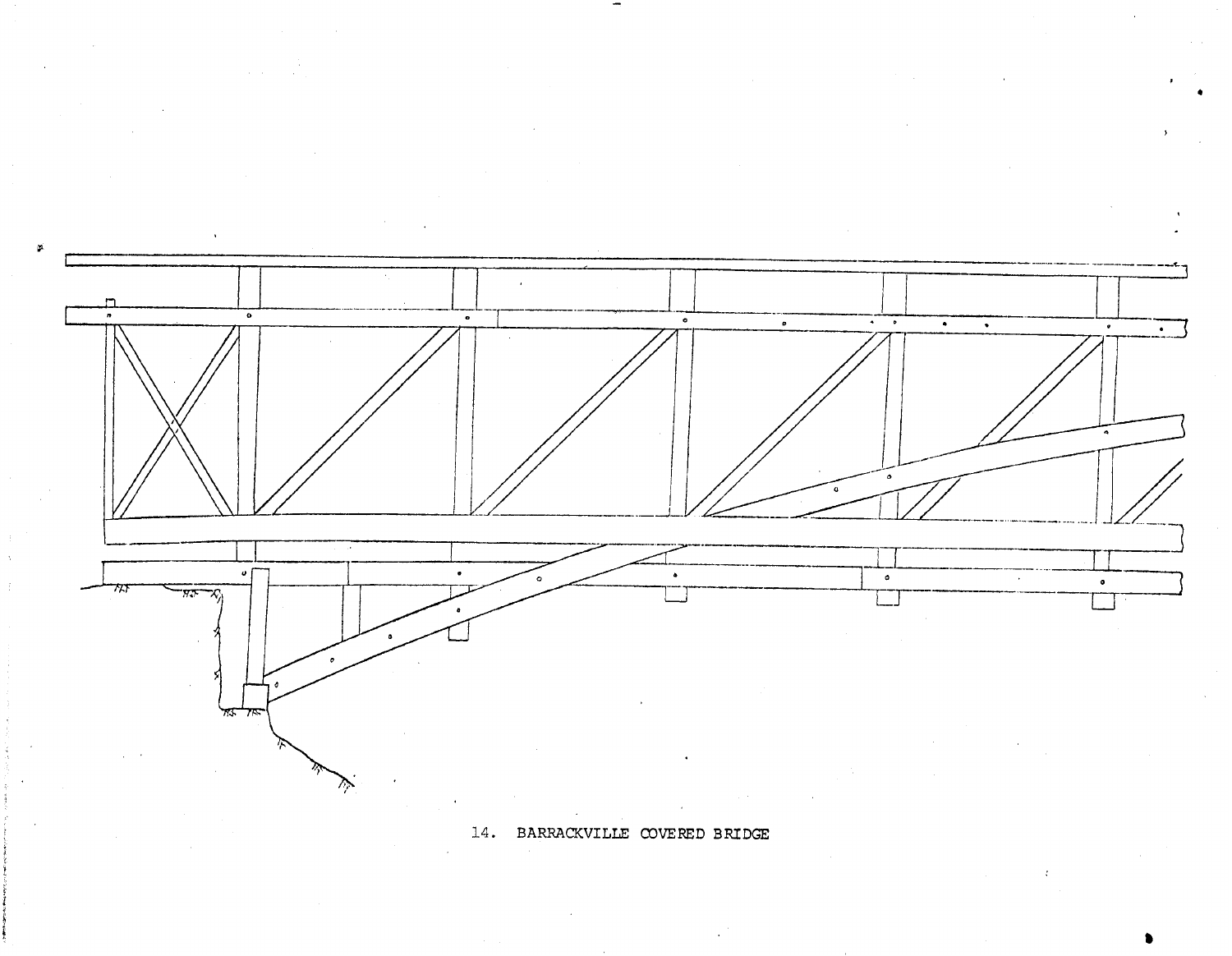14. BARRACKVILLE COVERED BRIDGE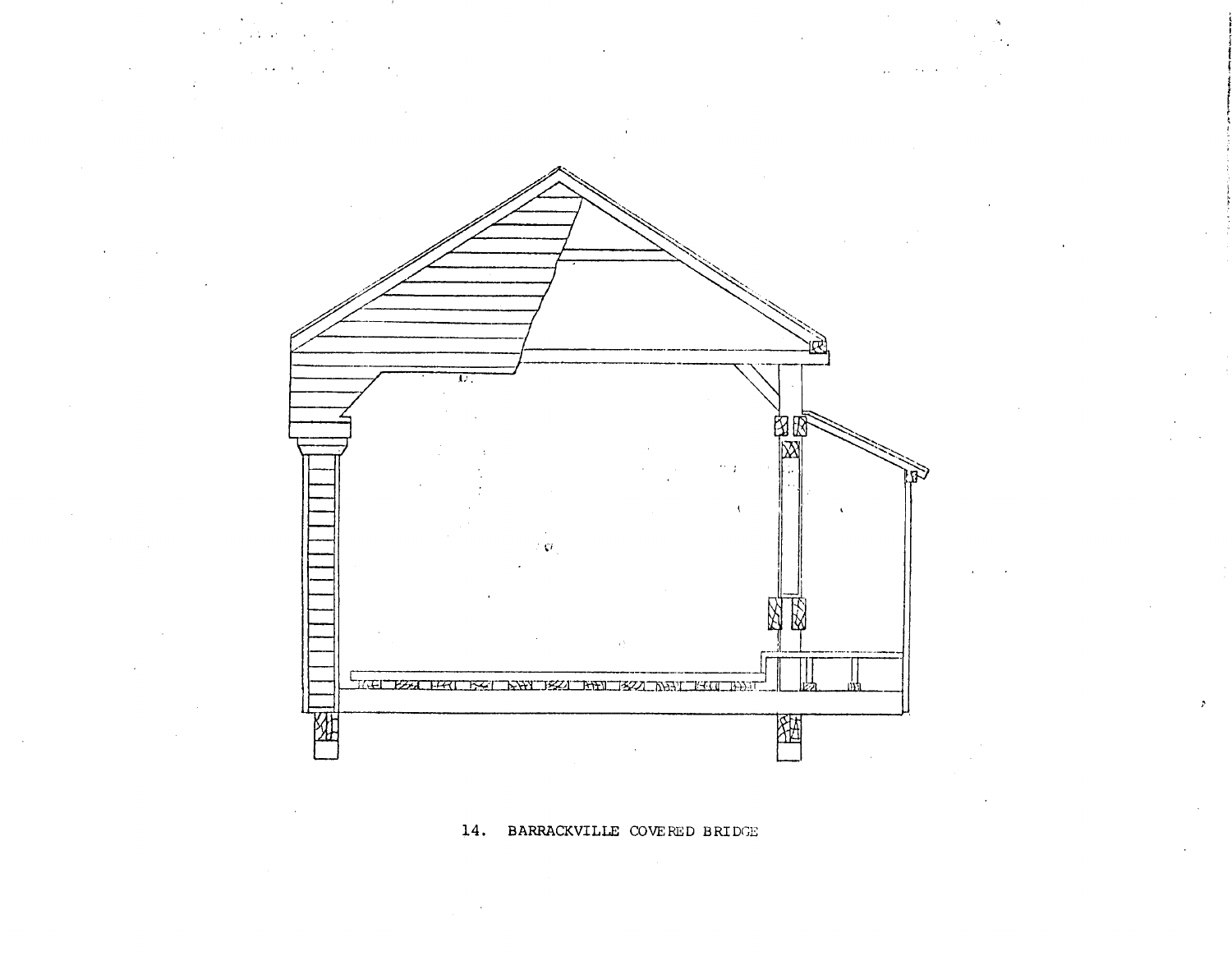14. BARRACKVILLE COVERED BRIDGE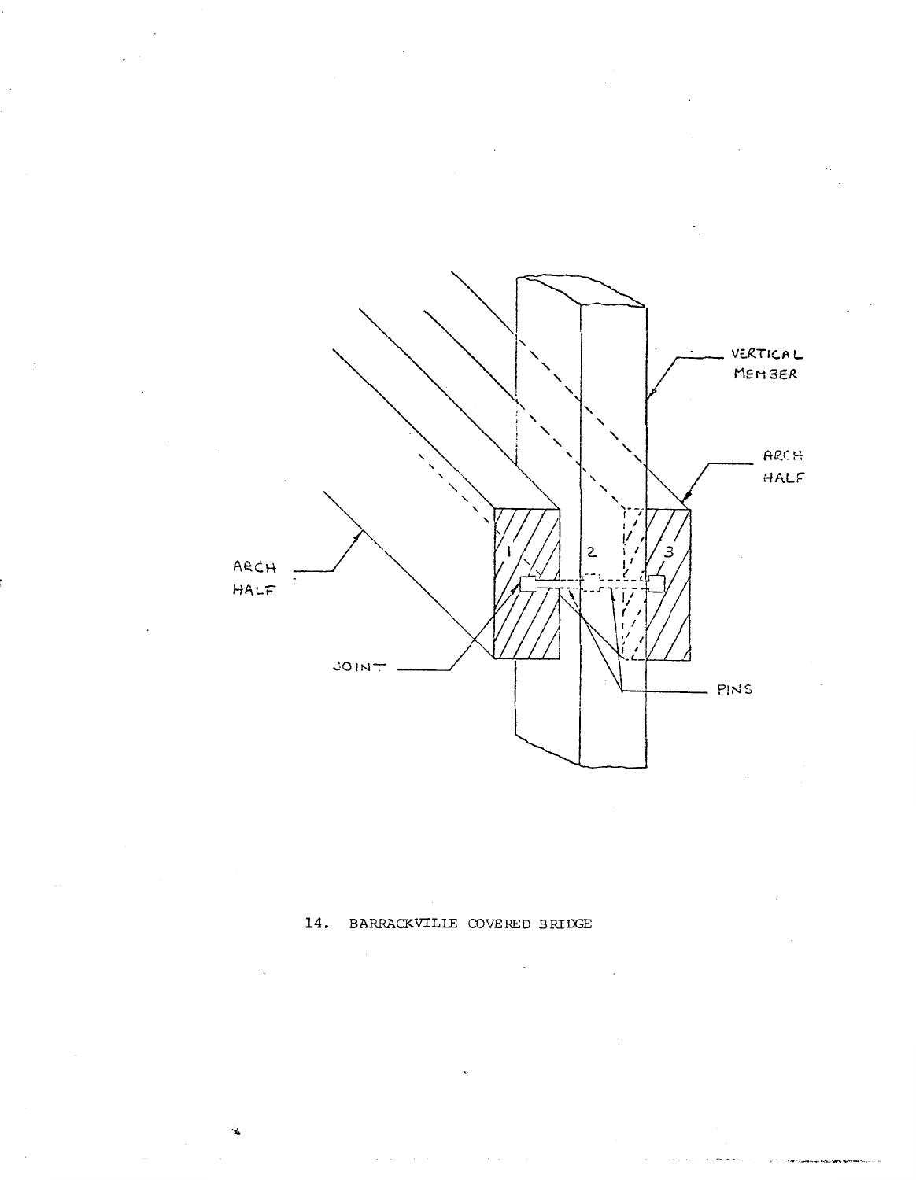VERTICAL MEMBER

ARCH HALF

ARCH HALF

1 2 3

JOINT

PINS

14. BARRACKVILLE COVERED BRIDGE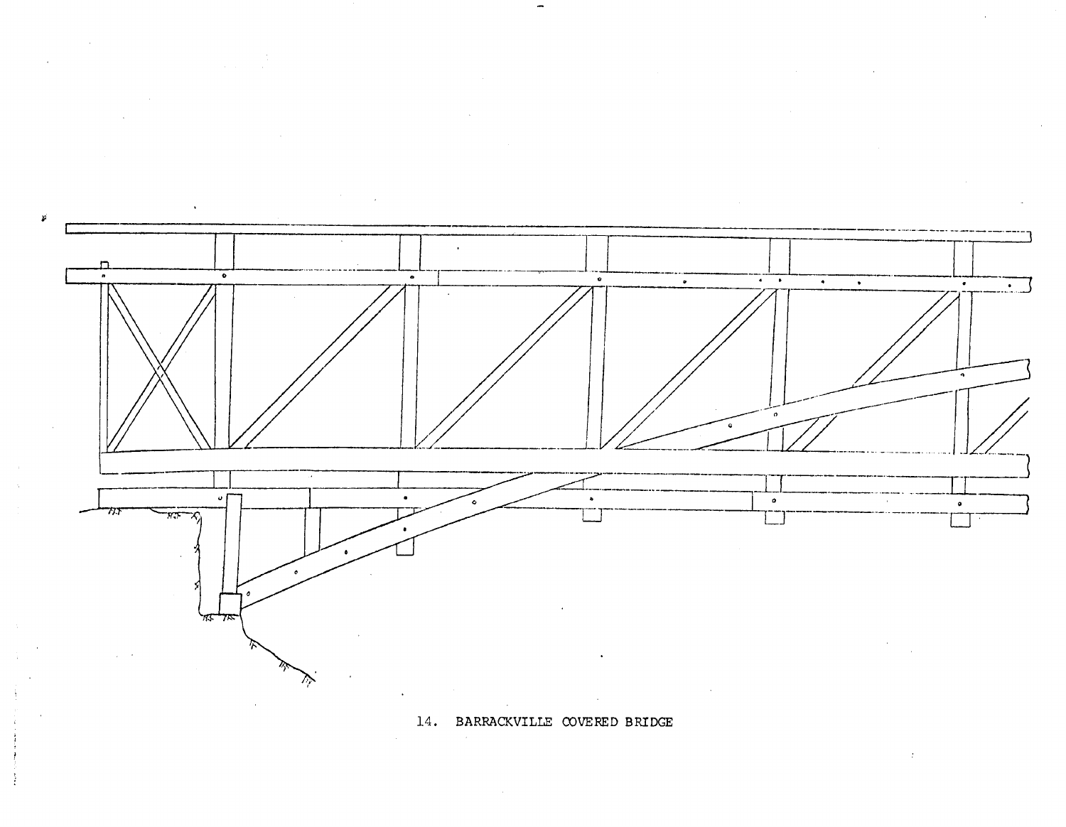14. BARRACKVILLE COVERED BRIDGE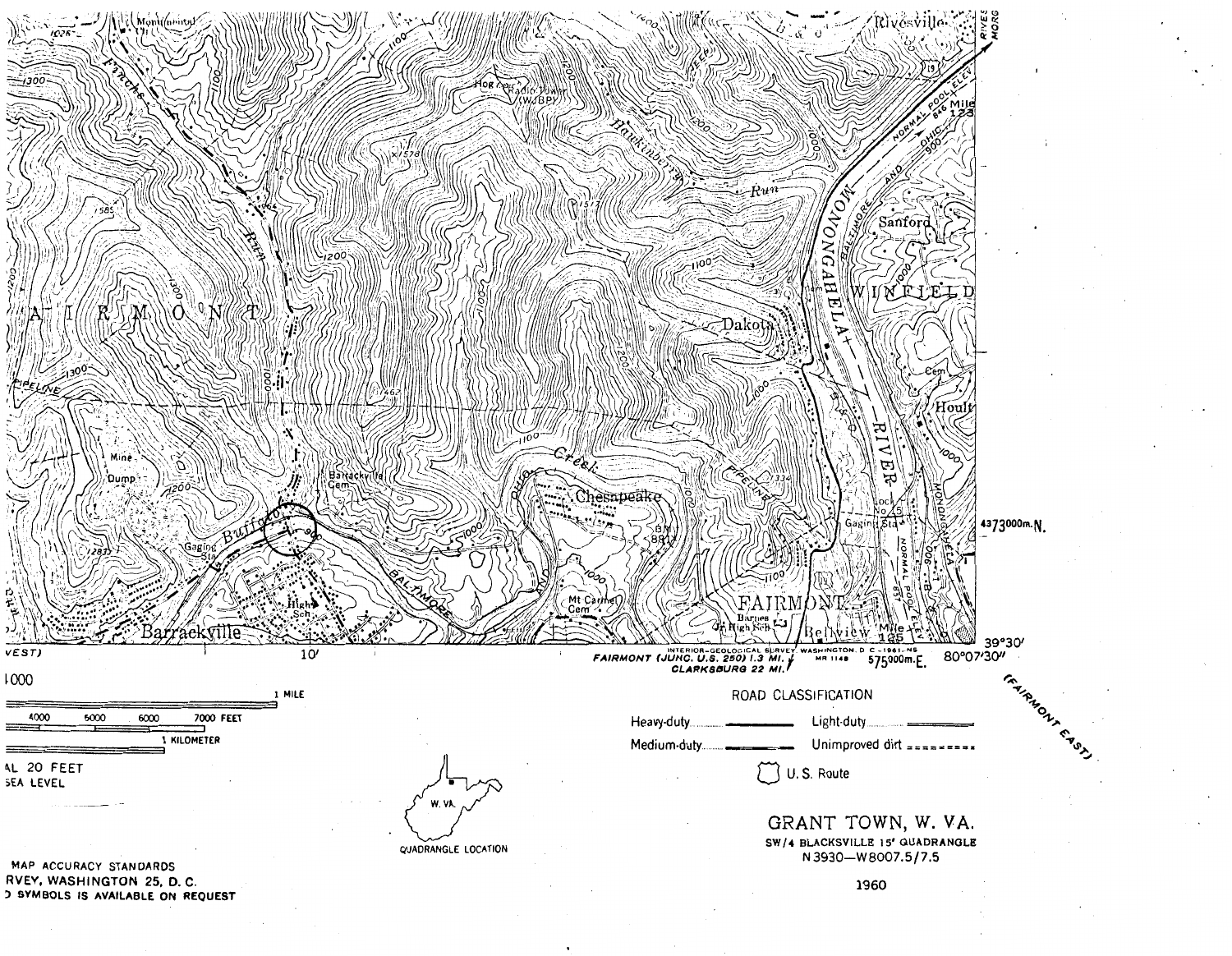ROAD CLASSIFICATION

Heavy-duty ——— Light-duty ———

Medium-duty ——— Unimproved dirt - - - - - -

U. S. Route

# GRANT TOWN, W. VA.

SW/4 BLACKSVILLE 15' QUADRANGLE

N 3930—W8007.5/7.5

1960

QUADRANGLE LOCATION

(FAIRMONT EAST)

FAIRMONT (JUNC. U.S. 250) 1.3 MI.

CLARKSBURG 22 MI.

INTERIOR—GEOLOGICAL SURVEY, WASHINGTON, D. C.—1961—NS

MR 1148

MAP ACCURACY STANDARDS

RVEY, WASHINGTON 25, D. C.

) SYMBOLS IS AVAILABLE ON REQUEST

AL 20 FEET

SEA LEVEL

1 MILE

4000 5000 6000 7000 FEET

1 KILOMETER